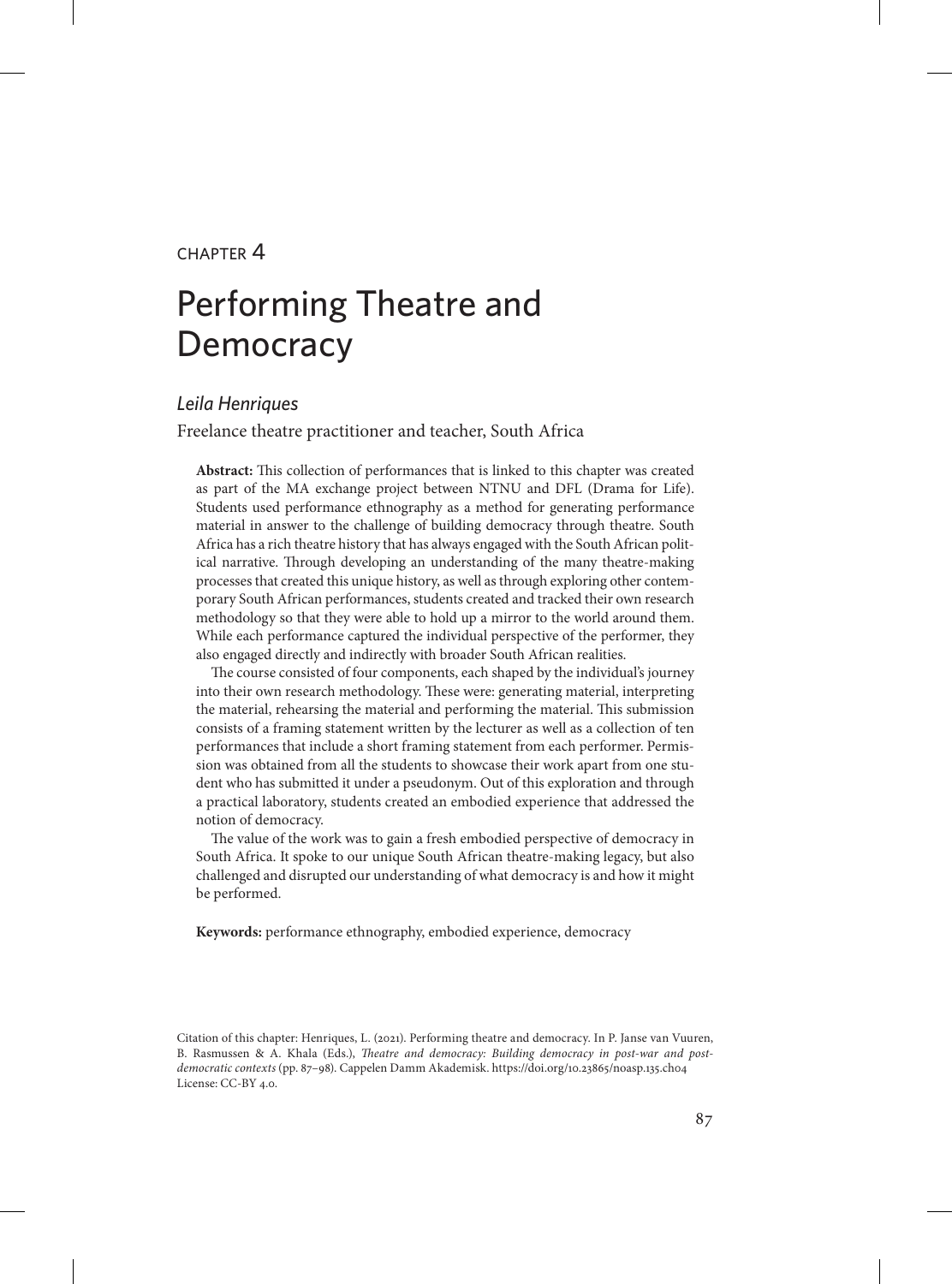CHAPTER 4

# Performing Theatre and Democracy

*Leila Henriques*

Freelance theatre practitioner and teacher, South Africa

**Abstract:** This collection of performances that is linked to this chapter was created as part of the MA exchange project between NTNU and DFL (Drama for Life). Students used performance ethnography as a method for generating performance material in answer to the challenge of building democracy through theatre. South Africa has a rich theatre history that has always engaged with the South African political narrative. Through developing an understanding of the many theatre-making processes that created this unique history, as well as through exploring other contemporary South African performances, students created and tracked their own research methodology so that they were able to hold up a mirror to the world around them. While each performance captured the individual perspective of the performer, they also engaged directly and indirectly with broader South African realities.

The course consisted of four components, each shaped by the individual's journey into their own research methodology. These were: generating material, interpreting the material, rehearsing the material and performing the material. This submission consists of a framing statement written by the lecturer as well as a collection of ten performances that include a short framing statement from each performer. Permission was obtained from all the students to showcase their work apart from one student who has submitted it under a pseudonym. Out of this exploration and through a practical laboratory, students created an embodied experience that addressed the notion of democracy.

The value of the work was to gain a fresh embodied perspective of democracy in South Africa. It spoke to our unique South African theatre-making legacy, but also challenged and disrupted our understanding of what democracy is and how it might be performed.

**Keywords:** performance ethnography, embodied experience, democracy

Citation of this chapter: Henriques, L. (2021). Performing theatre and democracy. In P. Janse van Vuuren, B. Rasmussen & A. Khala (Eds.), *Theatre and democracy: Building democracy in post-war and post-democratic contexts* (pp. 87–98). Cappelen Damm Akademisk. https://doi.org/10.23865/noasp.135.ch04
License: CC-BY 4.0.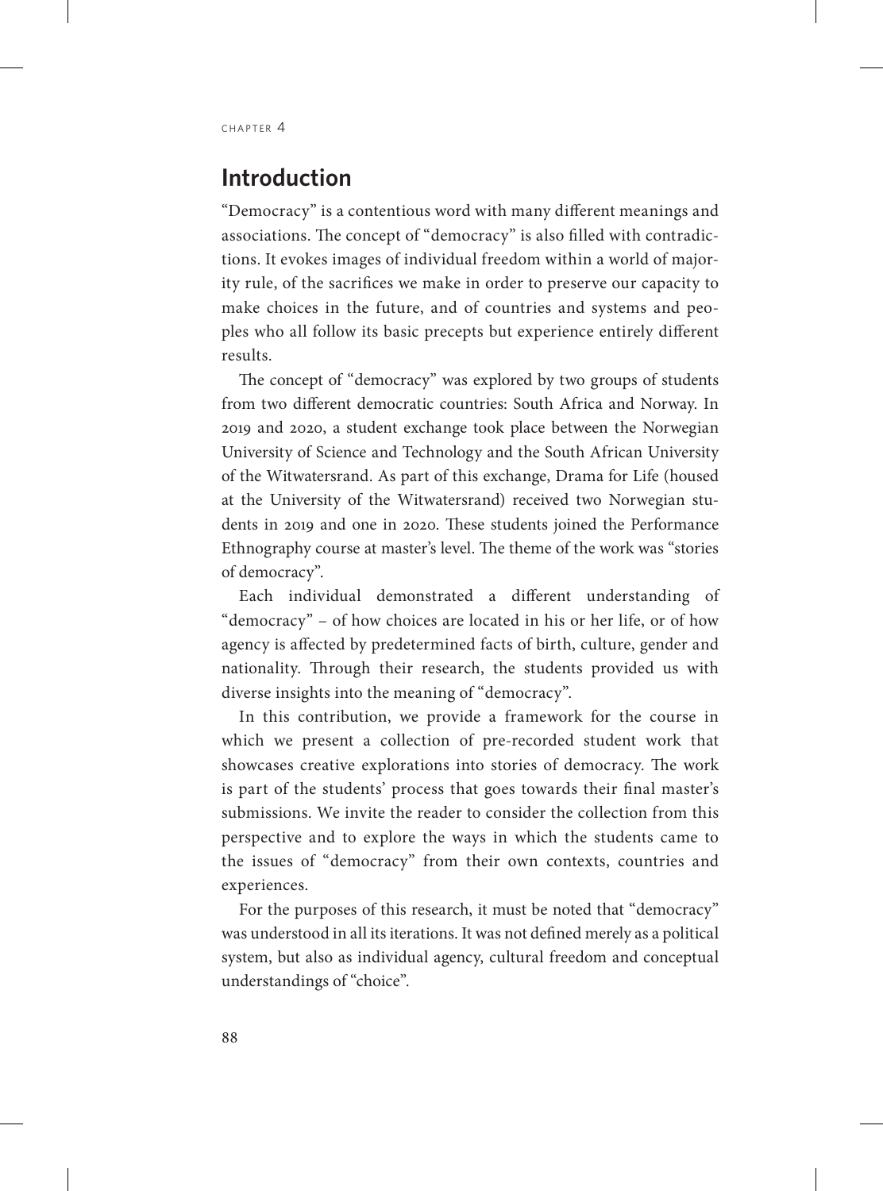## Introduction

"Democracy" is a contentious word with many different meanings and associations. The concept of "democracy" is also filled with contradictions. It evokes images of individual freedom within a world of majority rule, of the sacrifices we make in order to preserve our capacity to make choices in the future, and of countries and systems and peoples who all follow its basic precepts but experience entirely different results.

The concept of "democracy" was explored by two groups of students from two different democratic countries: South Africa and Norway. In 2019 and 2020, a student exchange took place between the Norwegian University of Science and Technology and the South African University of the Witwatersrand. As part of this exchange, Drama for Life (housed at the University of the Witwatersrand) received two Norwegian students in 2019 and one in 2020. These students joined the Performance Ethnography course at master's level. The theme of the work was "stories of democracy".

Each individual demonstrated a different understanding of "democracy" – of how choices are located in his or her life, or of how agency is affected by predetermined facts of birth, culture, gender and nationality. Through their research, the students provided us with diverse insights into the meaning of "democracy".

In this contribution, we provide a framework for the course in which we present a collection of pre-recorded student work that showcases creative explorations into stories of democracy. The work is part of the students' process that goes towards their final master's submissions. We invite the reader to consider the collection from this perspective and to explore the ways in which the students came to the issues of "democracy" from their own contexts, countries and experiences.

For the purposes of this research, it must be noted that "democracy" was understood in all its iterations. It was not defined merely as a political system, but also as individual agency, cultural freedom and conceptual understandings of "choice".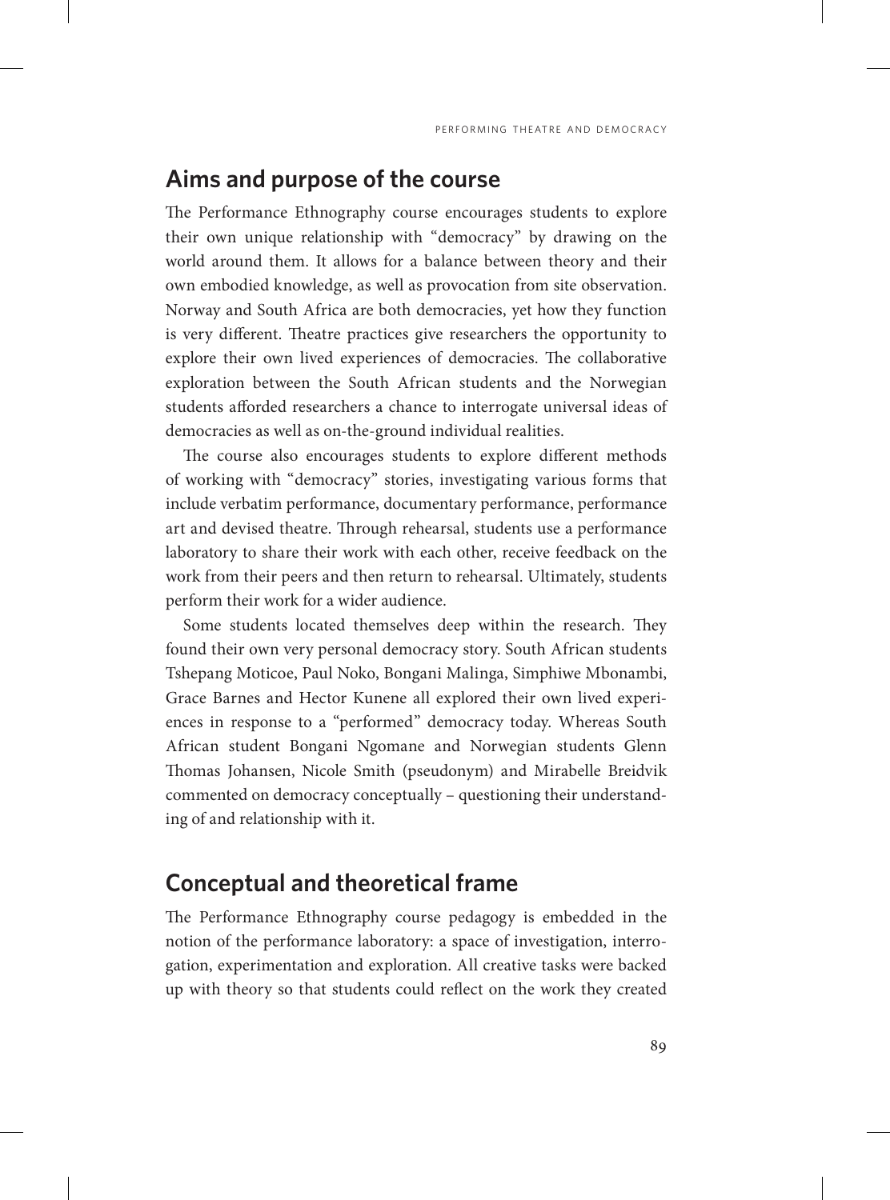## Aims and purpose of the course

The Performance Ethnography course encourages students to explore their own unique relationship with "democracy" by drawing on the world around them. It allows for a balance between theory and their own embodied knowledge, as well as provocation from site observation. Norway and South Africa are both democracies, yet how they function is very different. Theatre practices give researchers the opportunity to explore their own lived experiences of democracies. The collaborative exploration between the South African students and the Norwegian students afforded researchers a chance to interrogate universal ideas of democracies as well as on-the-ground individual realities.

The course also encourages students to explore different methods of working with "democracy" stories, investigating various forms that include verbatim performance, documentary performance, performance art and devised theatre. Through rehearsal, students use a performance laboratory to share their work with each other, receive feedback on the work from their peers and then return to rehearsal. Ultimately, students perform their work for a wider audience.

Some students located themselves deep within the research. They found their own very personal democracy story. South African students Tshepang Moticoe, Paul Noko, Bongani Malinga, Simphiwe Mbonambi, Grace Barnes and Hector Kunene all explored their own lived experiences in response to a "performed" democracy today. Whereas South African student Bongani Ngomane and Norwegian students Glenn Thomas Johansen, Nicole Smith (pseudonym) and Mirabelle Breidvik commented on democracy conceptually – questioning their understanding of and relationship with it.

## Conceptual and theoretical frame

The Performance Ethnography course pedagogy is embedded in the notion of the performance laboratory: a space of investigation, interrogation, experimentation and exploration. All creative tasks were backed up with theory so that students could reflect on the work they created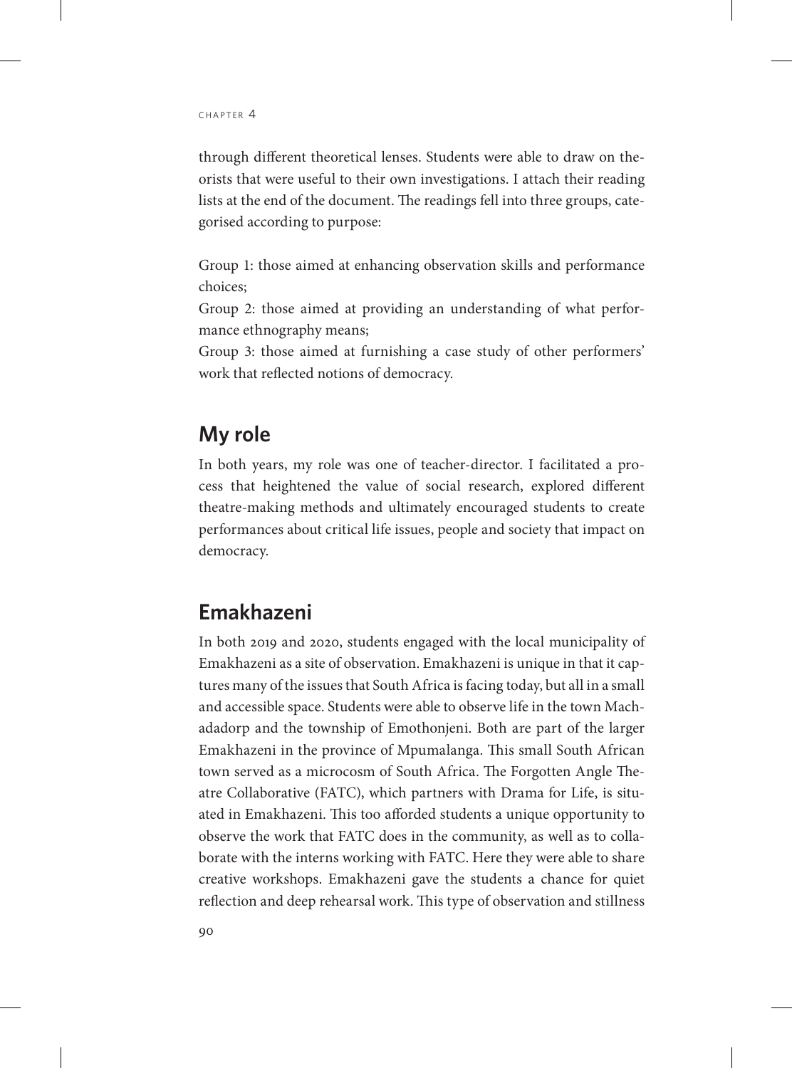through different theoretical lenses. Students were able to draw on theorists that were useful to their own investigations. I attach their reading lists at the end of the document. The readings fell into three groups, categorised according to purpose:

Group 1: those aimed at enhancing observation skills and performance choices;
Group 2: those aimed at providing an understanding of what performance ethnography means;
Group 3: those aimed at furnishing a case study of other performers' work that reflected notions of democracy.

## My role

In both years, my role was one of teacher-director. I facilitated a process that heightened the value of social research, explored different theatre-making methods and ultimately encouraged students to create performances about critical life issues, people and society that impact on democracy.

## Emakhazeni

In both 2019 and 2020, students engaged with the local municipality of Emakhazeni as a site of observation. Emakhazeni is unique in that it captures many of the issues that South Africa is facing today, but all in a small and accessible space. Students were able to observe life in the town Machadadorp and the township of Emothonjeni. Both are part of the larger Emakhazeni in the province of Mpumalanga. This small South African town served as a microcosm of South Africa. The Forgotten Angle Theatre Collaborative (FATC), which partners with Drama for Life, is situated in Emakhazeni. This too afforded students a unique opportunity to observe the work that FATC does in the community, as well as to collaborate with the interns working with FATC. Here they were able to share creative workshops. Emakhazeni gave the students a chance for quiet reflection and deep rehearsal work. This type of observation and stillness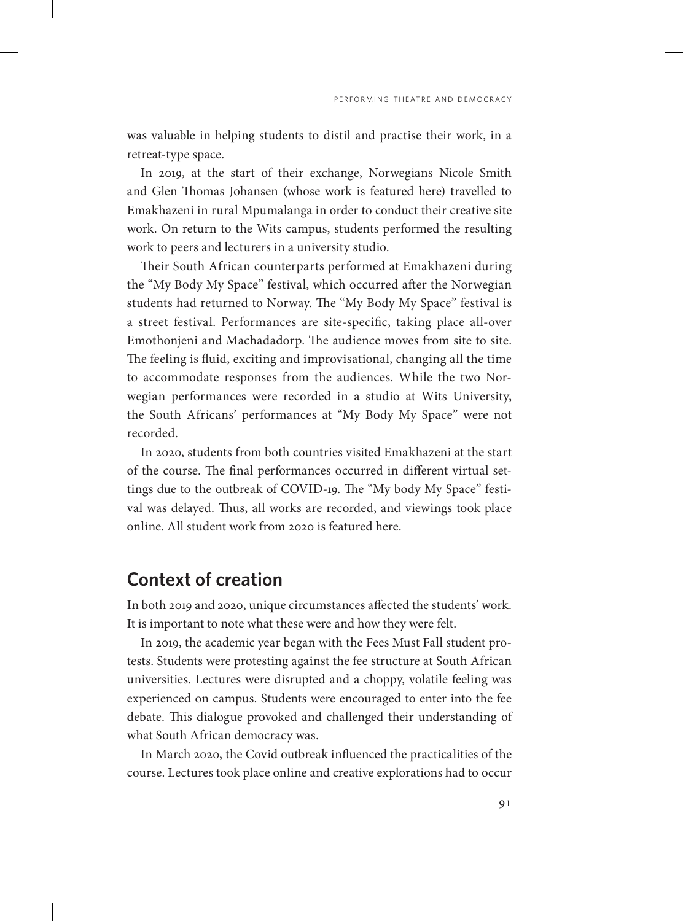was valuable in helping students to distil and practise their work, in a retreat-type space.

In 2019, at the start of their exchange, Norwegians Nicole Smith and Glen Thomas Johansen (whose work is featured here) travelled to Emakhazeni in rural Mpumalanga in order to conduct their creative site work. On return to the Wits campus, students performed the resulting work to peers and lecturers in a university studio.

Their South African counterparts performed at Emakhazeni during the "My Body My Space" festival, which occurred after the Norwegian students had returned to Norway. The "My Body My Space" festival is a street festival. Performances are site-specific, taking place all-over Emothonjeni and Machadadorp. The audience moves from site to site. The feeling is fluid, exciting and improvisational, changing all the time to accommodate responses from the audiences. While the two Norwegian performances were recorded in a studio at Wits University, the South Africans' performances at "My Body My Space" were not recorded.

In 2020, students from both countries visited Emakhazeni at the start of the course. The final performances occurred in different virtual settings due to the outbreak of COVID-19. The "My body My Space" festival was delayed. Thus, all works are recorded, and viewings took place online. All student work from 2020 is featured here.

## Context of creation

In both 2019 and 2020, unique circumstances affected the students' work. It is important to note what these were and how they were felt.

In 2019, the academic year began with the Fees Must Fall student protests. Students were protesting against the fee structure at South African universities. Lectures were disrupted and a choppy, volatile feeling was experienced on campus. Students were encouraged to enter into the fee debate. This dialogue provoked and challenged their understanding of what South African democracy was.

In March 2020, the Covid outbreak influenced the practicalities of the course. Lectures took place online and creative explorations had to occur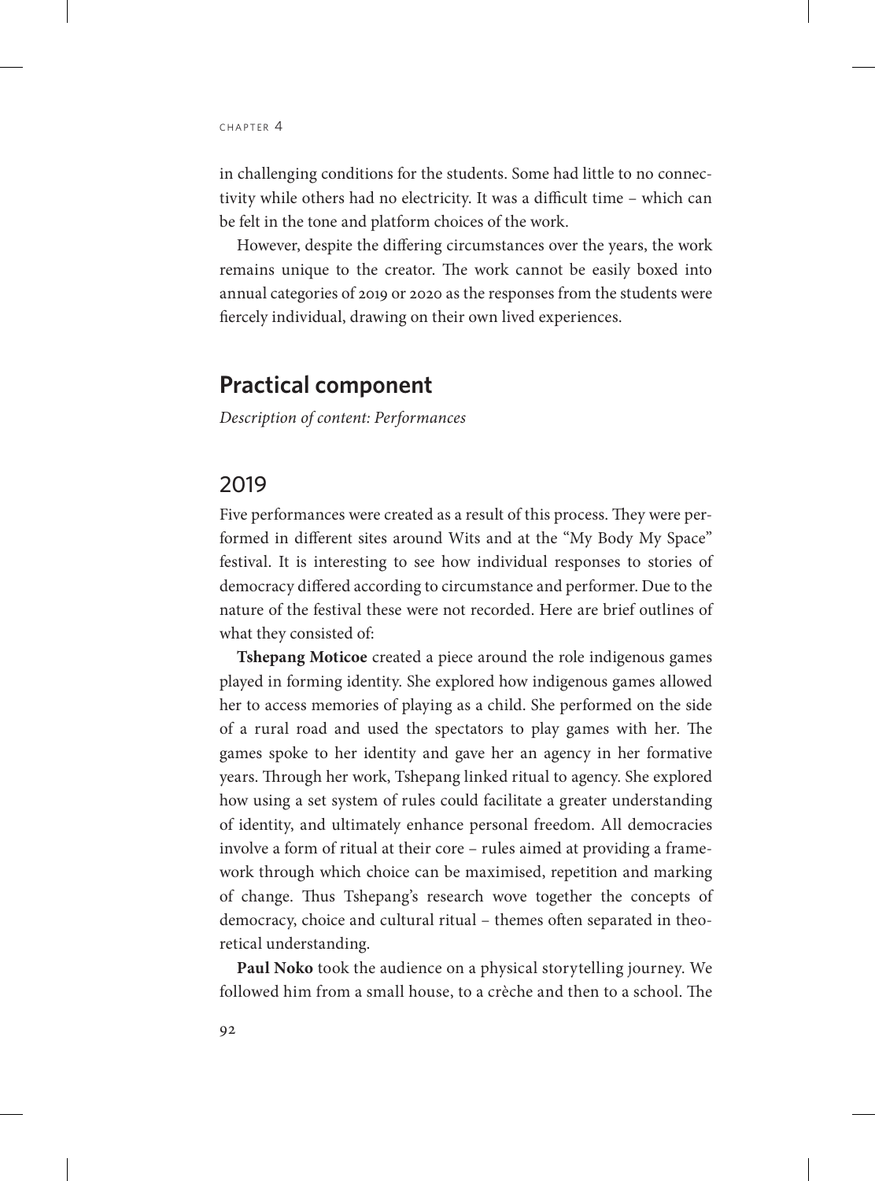in challenging conditions for the students. Some had little to no connectivity while others had no electricity. It was a difficult time – which can be felt in the tone and platform choices of the work.

However, despite the differing circumstances over the years, the work remains unique to the creator. The work cannot be easily boxed into annual categories of 2019 or 2020 as the responses from the students were fiercely individual, drawing on their own lived experiences.

## Practical component

*Description of content: Performances*

### 2019

Five performances were created as a result of this process. They were performed in different sites around Wits and at the "My Body My Space" festival. It is interesting to see how individual responses to stories of democracy differed according to circumstance and performer. Due to the nature of the festival these were not recorded. Here are brief outlines of what they consisted of:

**Tshepang Moticoe** created a piece around the role indigenous games played in forming identity. She explored how indigenous games allowed her to access memories of playing as a child. She performed on the side of a rural road and used the spectators to play games with her. The games spoke to her identity and gave her an agency in her formative years. Through her work, Tshepang linked ritual to agency. She explored how using a set system of rules could facilitate a greater understanding of identity, and ultimately enhance personal freedom. All democracies involve a form of ritual at their core – rules aimed at providing a framework through which choice can be maximised, repetition and marking of change. Thus Tshepang's research wove together the concepts of democracy, choice and cultural ritual – themes often separated in theoretical understanding.

**Paul Noko** took the audience on a physical storytelling journey. We followed him from a small house, to a crèche and then to a school. The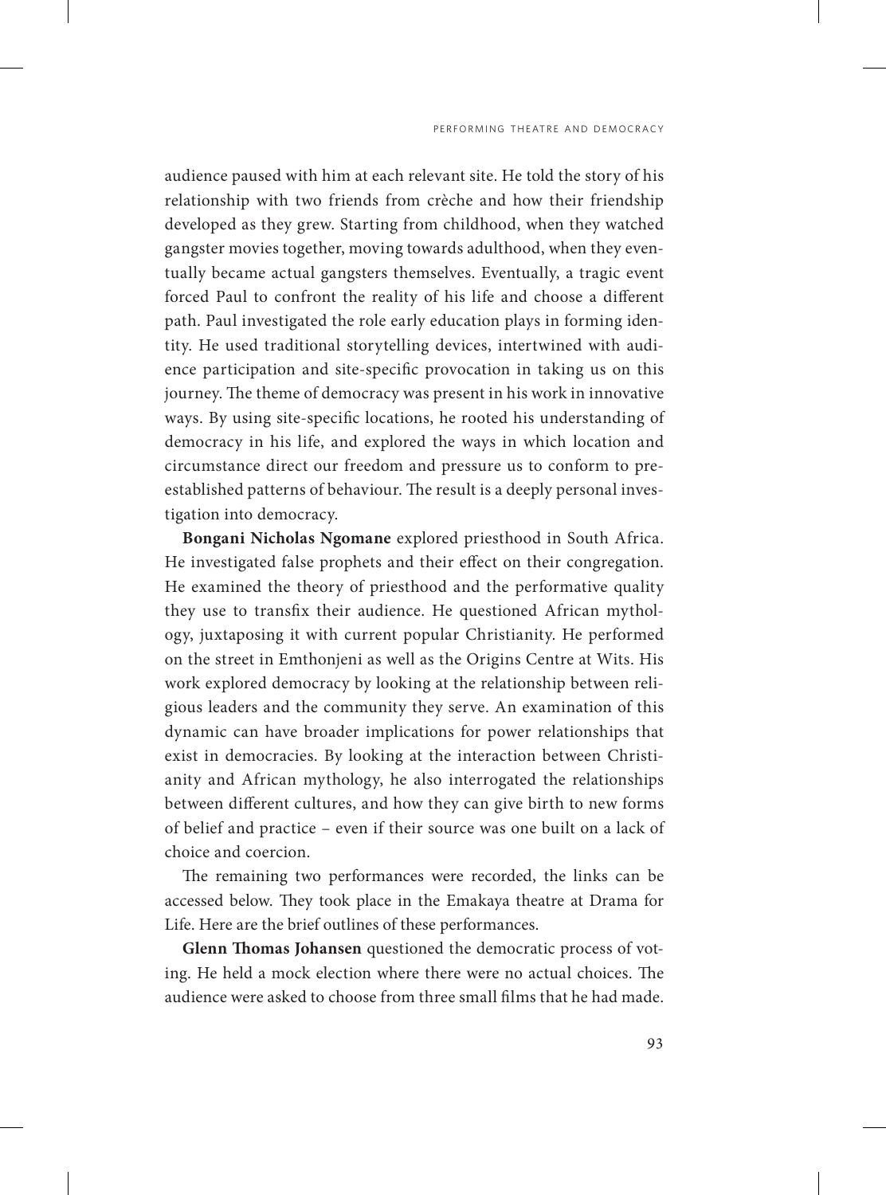audience paused with him at each relevant site. He told the story of his relationship with two friends from crèche and how their friendship developed as they grew. Starting from childhood, when they watched gangster movies together, moving towards adulthood, when they eventually became actual gangsters themselves. Eventually, a tragic event forced Paul to confront the reality of his life and choose a different path. Paul investigated the role early education plays in forming identity. He used traditional storytelling devices, intertwined with audience participation and site-specific provocation in taking us on this journey. The theme of democracy was present in his work in innovative ways. By using site-specific locations, he rooted his understanding of democracy in his life, and explored the ways in which location and circumstance direct our freedom and pressure us to conform to pre-established patterns of behaviour. The result is a deeply personal investigation into democracy.

**Bongani Nicholas Ngomane** explored priesthood in South Africa. He investigated false prophets and their effect on their congregation. He examined the theory of priesthood and the performative quality they use to transfix their audience. He questioned African mythology, juxtaposing it with current popular Christianity. He performed on the street in Emthonjeni as well as the Origins Centre at Wits. His work explored democracy by looking at the relationship between religious leaders and the community they serve. An examination of this dynamic can have broader implications for power relationships that exist in democracies. By looking at the interaction between Christianity and African mythology, he also interrogated the relationships between different cultures, and how they can give birth to new forms of belief and practice – even if their source was one built on a lack of choice and coercion.

The remaining two performances were recorded, the links can be accessed below. They took place in the Emakaya theatre at Drama for Life. Here are the brief outlines of these performances.

**Glenn Thomas Johansen** questioned the democratic process of voting. He held a mock election where there were no actual choices. The audience were asked to choose from three small films that he had made.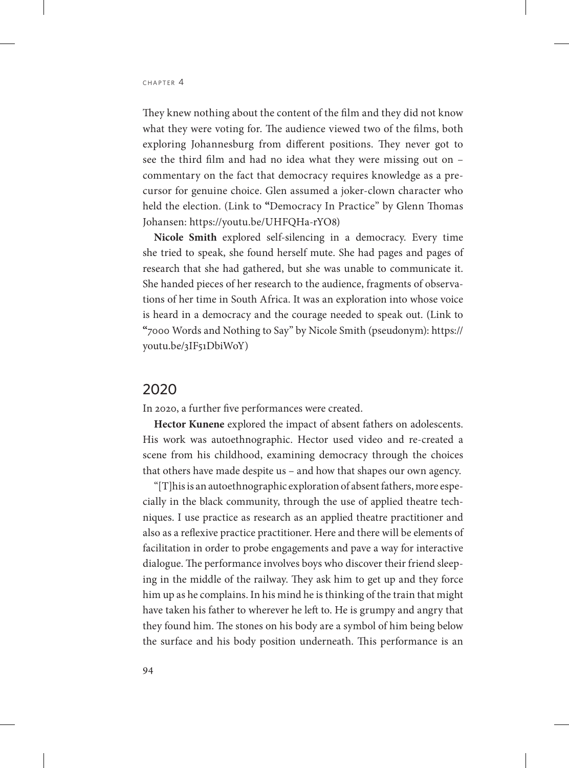They knew nothing about the content of the film and they did not know what they were voting for. The audience viewed two of the films, both exploring Johannesburg from different positions. They never got to see the third film and had no idea what they were missing out on – commentary on the fact that democracy requires knowledge as a precursor for genuine choice. Glen assumed a joker-clown character who held the election. (Link to "Democracy In Practice" by Glenn Thomas Johansen: https://youtu.be/UHFQHa-rYO8)

**Nicole Smith** explored self-silencing in a democracy. Every time she tried to speak, she found herself mute. She had pages and pages of research that she had gathered, but she was unable to communicate it. She handed pieces of her research to the audience, fragments of observations of her time in South Africa. It was an exploration into whose voice is heard in a democracy and the courage needed to speak out. (Link to "7000 Words and Nothing to Say" by Nicole Smith (pseudonym): https://youtu.be/3IF51DbiWoY)

## 2020

In 2020, a further five performances were created.

**Hector Kunene** explored the impact of absent fathers on adolescents. His work was autoethnographic. Hector used video and re-created a scene from his childhood, examining democracy through the choices that others have made despite us – and how that shapes our own agency.

"[T]his is an autoethnographic exploration of absent fathers, more especially in the black community, through the use of applied theatre techniques. I use practice as research as an applied theatre practitioner and also as a reflexive practice practitioner. Here and there will be elements of facilitation in order to probe engagements and pave a way for interactive dialogue. The performance involves boys who discover their friend sleeping in the middle of the railway. They ask him to get up and they force him up as he complains. In his mind he is thinking of the train that might have taken his father to wherever he left to. He is grumpy and angry that they found him. The stones on his body are a symbol of him being below the surface and his body position underneath. This performance is an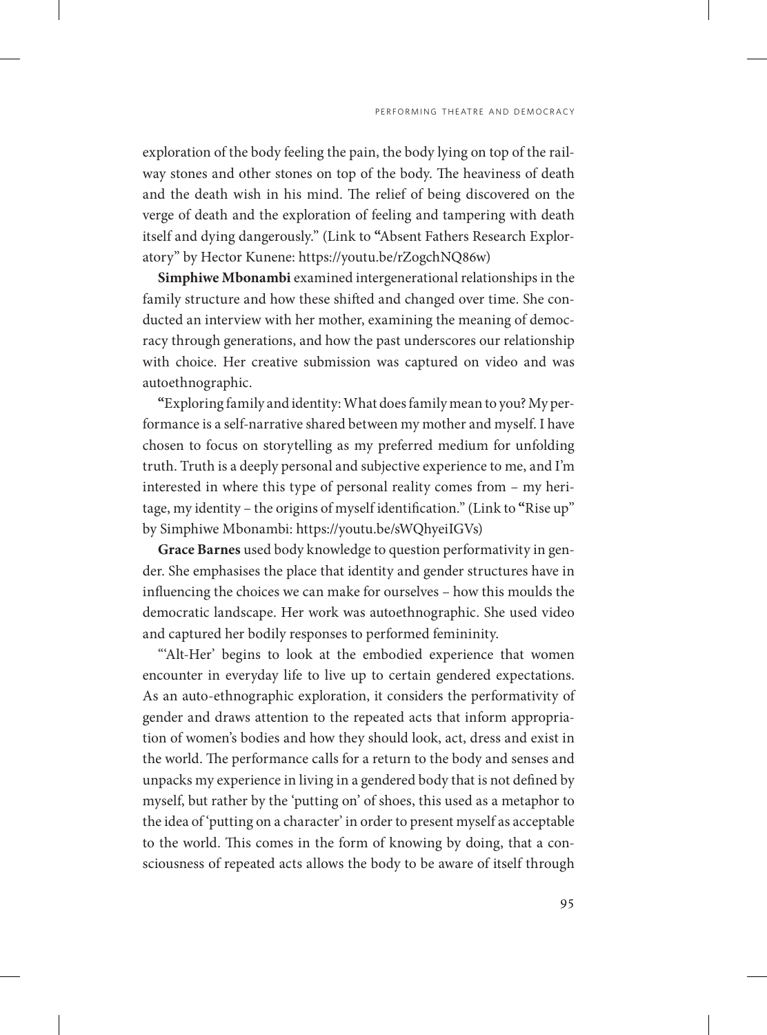exploration of the body feeling the pain, the body lying on top of the railway stones and other stones on top of the body. The heaviness of death and the death wish in his mind. The relief of being discovered on the verge of death and the exploration of feeling and tampering with death itself and dying dangerously." (Link to "Absent Fathers Research Exploratory" by Hector Kunene: https://youtu.be/rZogchNQ86w)

**Simphiwe Mbonambi** examined intergenerational relationships in the family structure and how these shifted and changed over time. She conducted an interview with her mother, examining the meaning of democracy through generations, and how the past underscores our relationship with choice. Her creative submission was captured on video and was autoethnographic.

"Exploring family and identity: What does family mean to you? My performance is a self-narrative shared between my mother and myself. I have chosen to focus on storytelling as my preferred medium for unfolding truth. Truth is a deeply personal and subjective experience to me, and I'm interested in where this type of personal reality comes from – my heritage, my identity – the origins of myself identification." (Link to "Rise up" by Simphiwe Mbonambi: https://youtu.be/sWQhyeiIGVs)

**Grace Barnes** used body knowledge to question performativity in gender. She emphasises the place that identity and gender structures have in influencing the choices we can make for ourselves – how this moulds the democratic landscape. Her work was autoethnographic. She used video and captured her bodily responses to performed femininity.

"'Alt-Her' begins to look at the embodied experience that women encounter in everyday life to live up to certain gendered expectations. As an auto-ethnographic exploration, it considers the performativity of gender and draws attention to the repeated acts that inform appropriation of women's bodies and how they should look, act, dress and exist in the world. The performance calls for a return to the body and senses and unpacks my experience in living in a gendered body that is not defined by myself, but rather by the 'putting on' of shoes, this used as a metaphor to the idea of 'putting on a character' in order to present myself as acceptable to the world. This comes in the form of knowing by doing, that a consciousness of repeated acts allows the body to be aware of itself through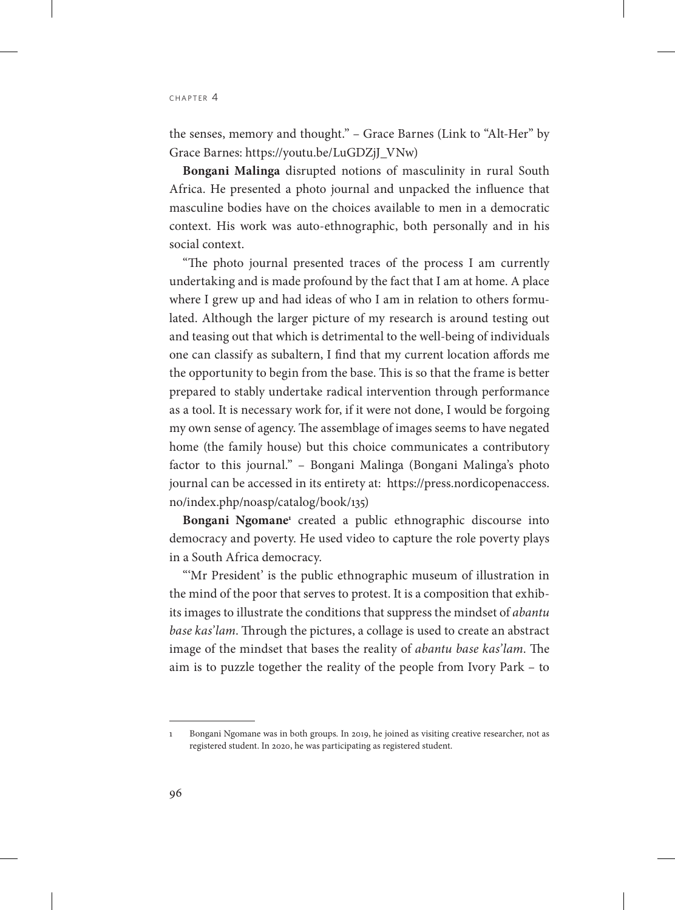the senses, memory and thought." – Grace Barnes (Link to "Alt-Her" by Grace Barnes: https://youtu.be/LuGDZjJ_VNw)

**Bongani Malinga** disrupted notions of masculinity in rural South Africa. He presented a photo journal and unpacked the influence that masculine bodies have on the choices available to men in a democratic context. His work was auto-ethnographic, both personally and in his social context.

"The photo journal presented traces of the process I am currently undertaking and is made profound by the fact that I am at home. A place where I grew up and had ideas of who I am in relation to others formulated. Although the larger picture of my research is around testing out and teasing out that which is detrimental to the well-being of individuals one can classify as subaltern, I find that my current location affords me the opportunity to begin from the base. This is so that the frame is better prepared to stably undertake radical intervention through performance as a tool. It is necessary work for, if it were not done, I would be forgoing my own sense of agency. The assemblage of images seems to have negated home (the family house) but this choice communicates a contributory factor to this journal." – Bongani Malinga (Bongani Malinga's photo journal can be accessed in its entirety at: https://press.nordicopenaccess.no/index.php/noasp/catalog/book/135)

**Bongani Ngomane**[1] created a public ethnographic discourse into democracy and poverty. He used video to capture the role poverty plays in a South Africa democracy.

"'Mr President' is the public ethnographic museum of illustration in the mind of the poor that serves to protest. It is a composition that exhibits images to illustrate the conditions that suppress the mindset of *abantu base kas'lam*. Through the pictures, a collage is used to create an abstract image of the mindset that bases the reality of *abantu base kas'lam*. The aim is to puzzle together the reality of the people from Ivory Park – to

---

1 Bongani Ngomane was in both groups. In 2019, he joined as visiting creative researcher, not as registered student. In 2020, he was participating as registered student.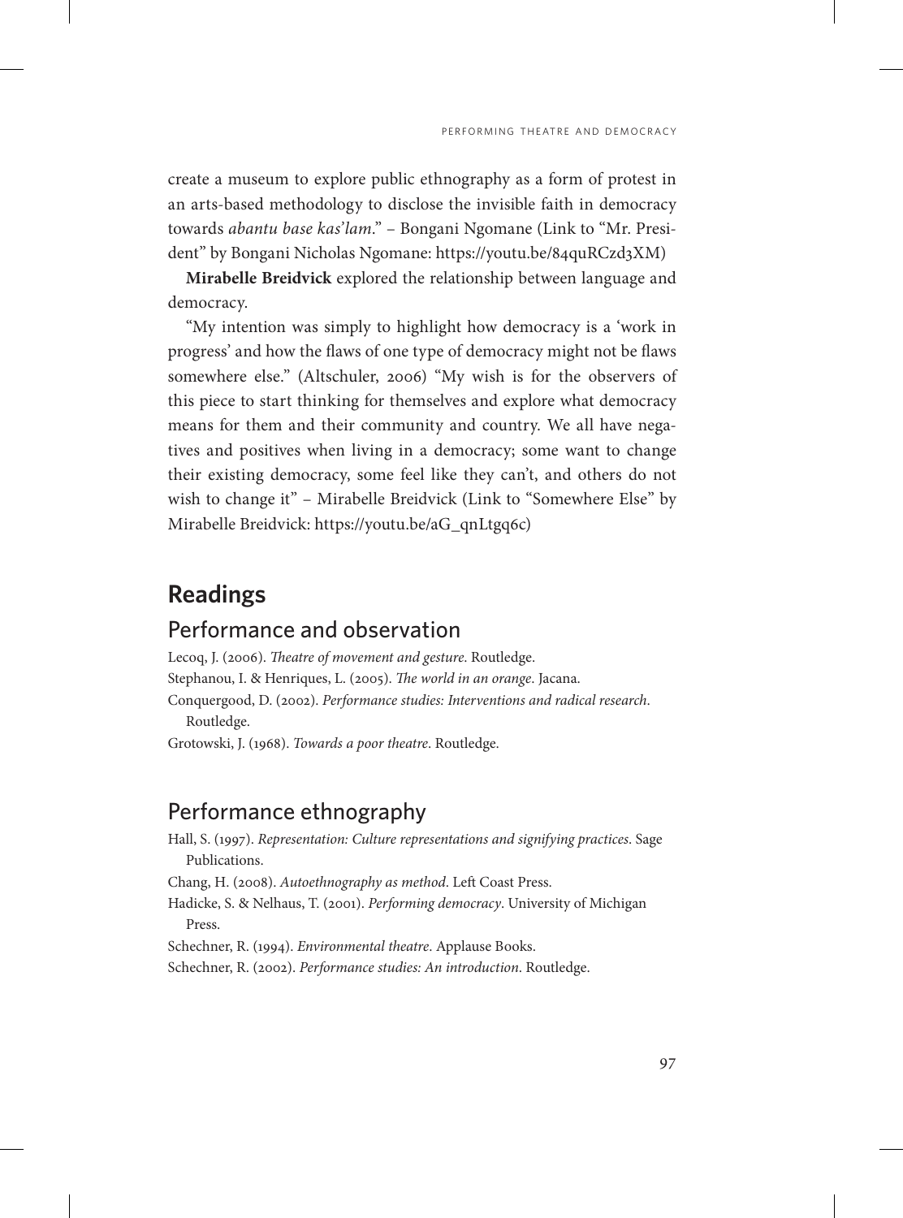create a museum to explore public ethnography as a form of protest in an arts-based methodology to disclose the invisible faith in democracy towards *abantu base kas'lam*." – Bongani Ngomane (Link to "Mr. President" by Bongani Nicholas Ngomane: https://youtu.be/84quRCzd3XM)

**Mirabelle Breidvick** explored the relationship between language and democracy.

"My intention was simply to highlight how democracy is a 'work in progress' and how the flaws of one type of democracy might not be flaws somewhere else." (Altschuler, 2006) "My wish is for the observers of this piece to start thinking for themselves and explore what democracy means for them and their community and country. We all have negatives and positives when living in a democracy; some want to change their existing democracy, some feel like they can't, and others do not wish to change it" – Mirabelle Breidvick (Link to "Somewhere Else" by Mirabelle Breidvick: https://youtu.be/aG_qnLtgq6c)

# Readings

## Performance and observation

Lecoq, J. (2006). *Theatre of movement and gesture*. Routledge.

Stephanou, I. & Henriques, L. (2005). *The world in an orange*. Jacana.

Conquergood, D. (2002). *Performance studies: Interventions and radical research*. Routledge.

Grotowski, J. (1968). *Towards a poor theatre*. Routledge.

## Performance ethnography

Hall, S. (1997). *Representation: Culture representations and signifying practices*. Sage Publications.

Chang, H. (2008). *Autoethnography as method*. Left Coast Press.

Hadicke, S. & Nelhaus, T. (2001). *Performing democracy*. University of Michigan Press.

Schechner, R. (1994). *Environmental theatre*. Applause Books.

Schechner, R. (2002). *Performance studies: An introduction*. Routledge.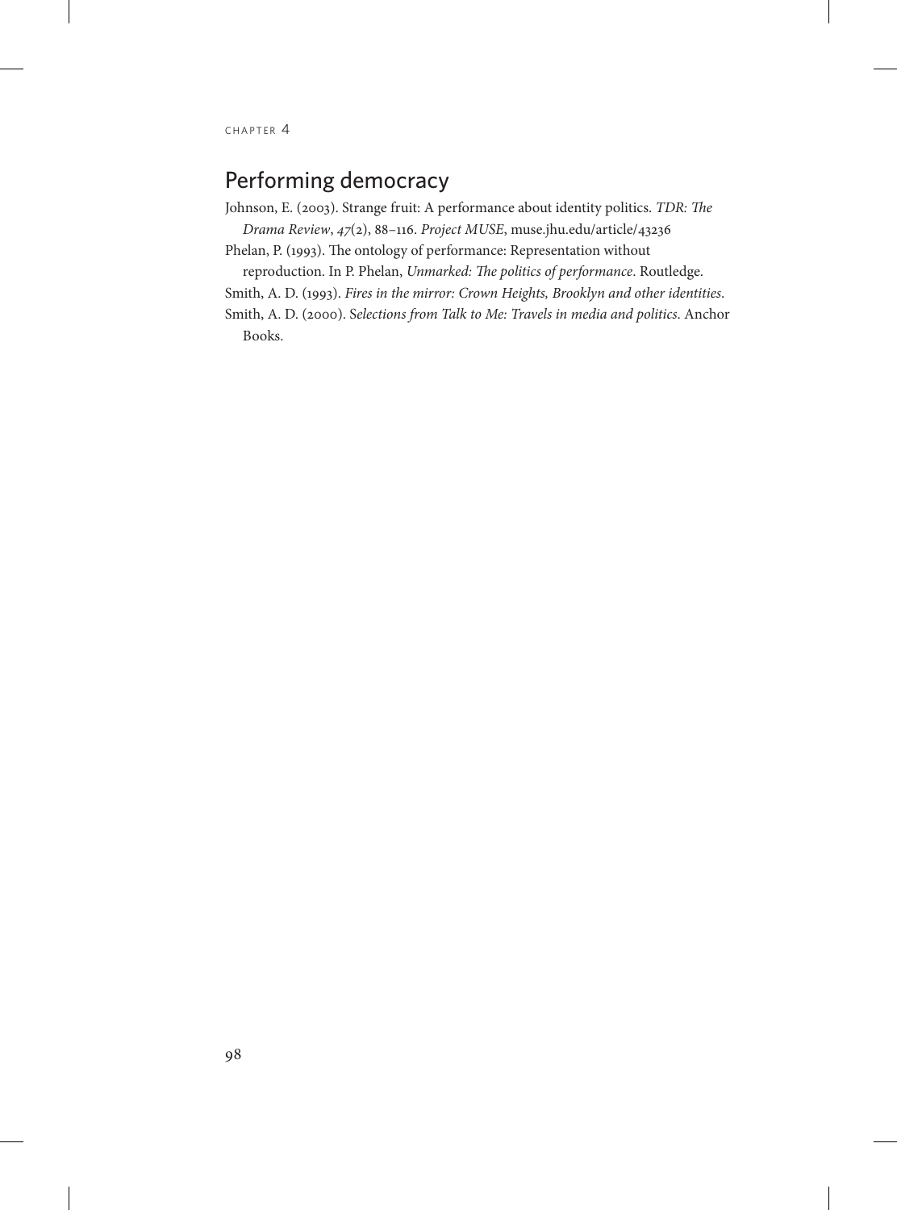CHAPTER 4

## Performing democracy

Johnson, E. (2003). Strange fruit: A performance about identity politics. *TDR: The Drama Review*, *47*(2), 88–116. *Project MUSE*, muse.jhu.edu/article/43236

Phelan, P. (1993). The ontology of performance: Representation without reproduction. In P. Phelan, *Unmarked: The politics of performance*. Routledge.

Smith, A. D. (1993). *Fires in the mirror: Crown Heights, Brooklyn and other identities*.

Smith, A. D. (2000). S*elections from Talk to Me: Travels in media and politics*. Anchor Books.